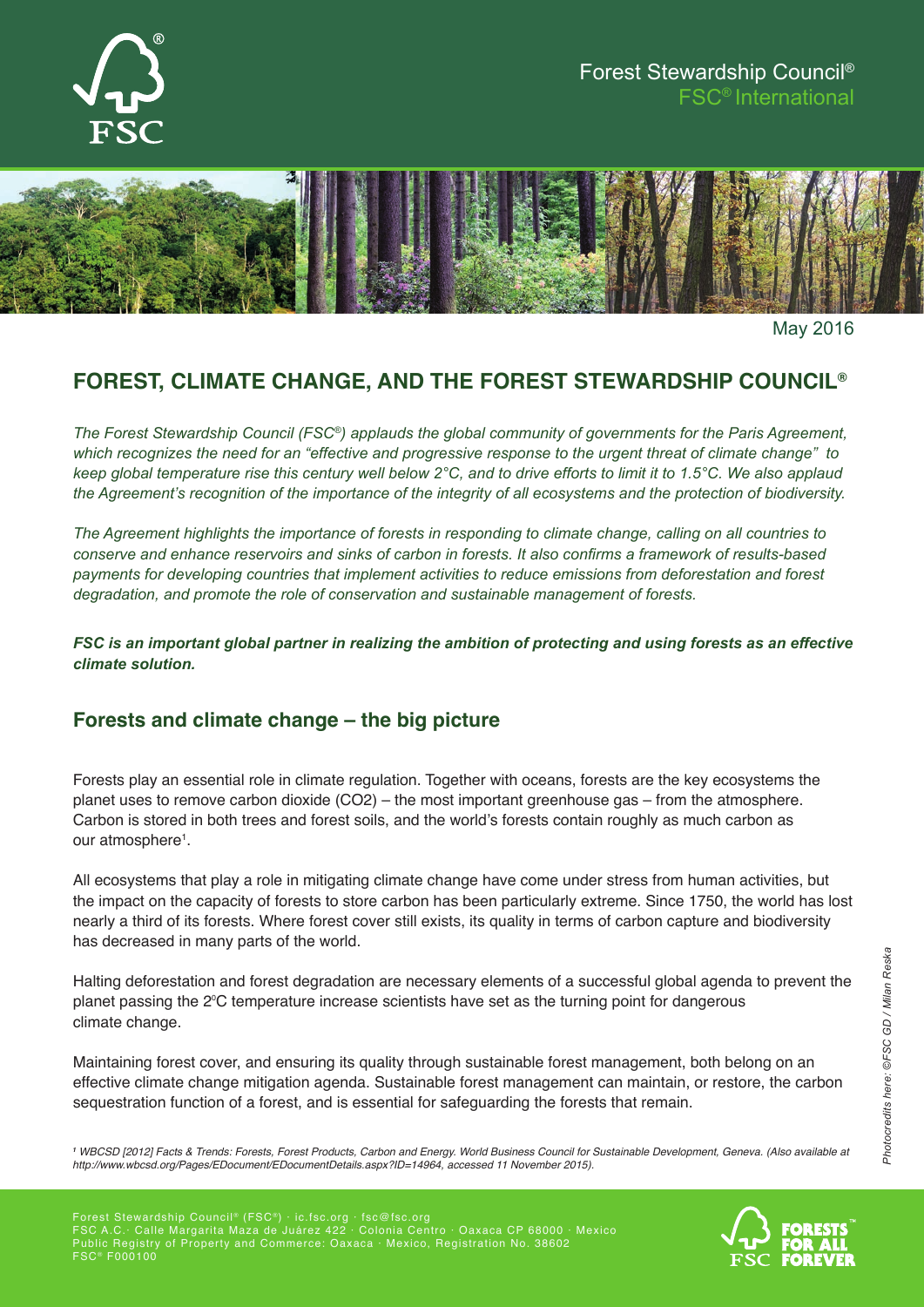Forest Stewardship Council®
FSC® International

May 2016

# FOREST, CLIMATE CHANGE, AND THE FOREST STEWARDSHIP COUNCIL®

*The Forest Stewardship Council (FSC®) applauds the global community of governments for the Paris Agreement, which recognizes the need for an "effective and progressive response to the urgent threat of climate change" to keep global temperature rise this century well below 2°C, and to drive efforts to limit it to 1.5°C. We also applaud the Agreement's recognition of the importance of the integrity of all ecosystems and the protection of biodiversity.*

*The Agreement highlights the importance of forests in responding to climate change, calling on all countries to conserve and enhance reservoirs and sinks of carbon in forests. It also confirms a framework of results-based payments for developing countries that implement activities to reduce emissions from deforestation and forest degradation, and promote the role of conservation and sustainable management of forests.*

***FSC is an important global partner in realizing the ambition of protecting and using forests as an effective climate solution.***

## Forests and climate change – the big picture

Forests play an essential role in climate regulation. Together with oceans, forests are the key ecosystems the planet uses to remove carbon dioxide (CO2) – the most important greenhouse gas – from the atmosphere. Carbon is stored in both trees and forest soils, and the world's forests contain roughly as much carbon as our atmosphere[1].

All ecosystems that play a role in mitigating climate change have come under stress from human activities, but the impact on the capacity of forests to store carbon has been particularly extreme. Since 1750, the world has lost nearly a third of its forests. Where forest cover still exists, its quality in terms of carbon capture and biodiversity has decreased in many parts of the world.

Halting deforestation and forest degradation are necessary elements of a successful global agenda to prevent the planet passing the 2°C temperature increase scientists have set as the turning point for dangerous climate change.

Maintaining forest cover, and ensuring its quality through sustainable forest management, both belong on an effective climate change mitigation agenda. Sustainable forest management can maintain, or restore, the carbon sequestration function of a forest, and is essential for safeguarding the forests that remain.

[1] *WBCSD [2012] Facts & Trends: Forests, Forest Products, Carbon and Energy. World Business Council for Sustainable Development, Geneva. (Also available at http://www.wbcsd.org/Pages/EDocument/EDocumentDetails.aspx?ID=14964, accessed 11 November 2015).*

*Photocredits here: ©FSC GD / Milan Reska*

Forest Stewardship Council® (FSC®) · ic.fsc.org · fsc@fsc.org
FSC A.C.· Calle Margarita Maza de Juárez 422 · Colonia Centro · Oaxaca CP 68000 · Mexico
Public Registry of Property and Commerce: Oaxaca · Mexico, Registration No. 38602
FSC® F000100

FORESTS™ FOR ALL FOREVER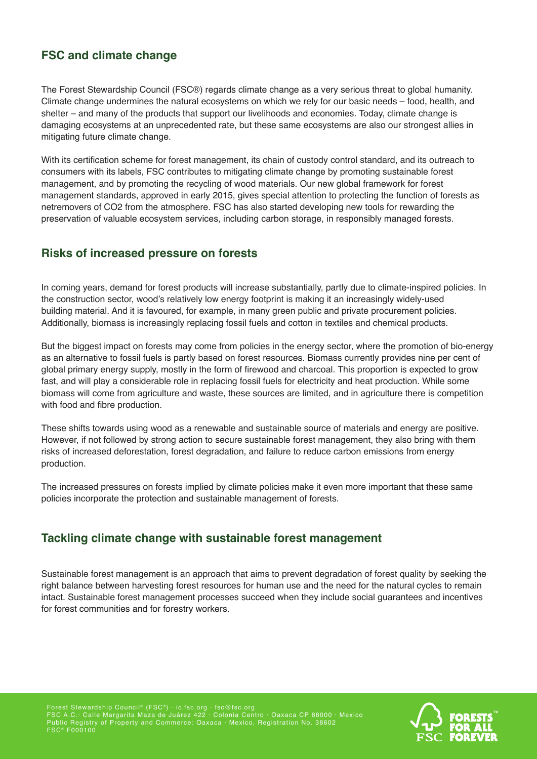## FSC and climate change

The Forest Stewardship Council (FSC®) regards climate change as a very serious threat to global humanity. Climate change undermines the natural ecosystems on which we rely for our basic needs – food, health, and shelter – and many of the products that support our livelihoods and economies. Today, climate change is damaging ecosystems at an unprecedented rate, but these same ecosystems are also our strongest allies in mitigating future climate change.

With its certification scheme for forest management, its chain of custody control standard, and its outreach to consumers with its labels, FSC contributes to mitigating climate change by promoting sustainable forest management, and by promoting the recycling of wood materials. Our new global framework for forest management standards, approved in early 2015, gives special attention to protecting the function of forests as netremovers of $CO_2$ from the atmosphere. FSC has also started developing new tools for rewarding the preservation of valuable ecosystem services, including carbon storage, in responsibly managed forests.

## Risks of increased pressure on forests

In coming years, demand for forest products will increase substantially, partly due to climate-inspired policies. In the construction sector, wood's relatively low energy footprint is making it an increasingly widely-used building material. And it is favoured, for example, in many green public and private procurement policies. Additionally, biomass is increasingly replacing fossil fuels and cotton in textiles and chemical products.

But the biggest impact on forests may come from policies in the energy sector, where the promotion of bio-energy as an alternative to fossil fuels is partly based on forest resources. Biomass currently provides nine per cent of global primary energy supply, mostly in the form of firewood and charcoal. This proportion is expected to grow fast, and will play a considerable role in replacing fossil fuels for electricity and heat production. While some biomass will come from agriculture and waste, these sources are limited, and in agriculture there is competition with food and fibre production.

These shifts towards using wood as a renewable and sustainable source of materials and energy are positive. However, if not followed by strong action to secure sustainable forest management, they also bring with them risks of increased deforestation, forest degradation, and failure to reduce carbon emissions from energy production.

The increased pressures on forests implied by climate policies make it even more important that these same policies incorporate the protection and sustainable management of forests.

## Tackling climate change with sustainable forest management

Sustainable forest management is an approach that aims to prevent degradation of forest quality by seeking the right balance between harvesting forest resources for human use and the need for the natural cycles to remain intact. Sustainable forest management processes succeed when they include social guarantees and incentives for forest communities and for forestry workers.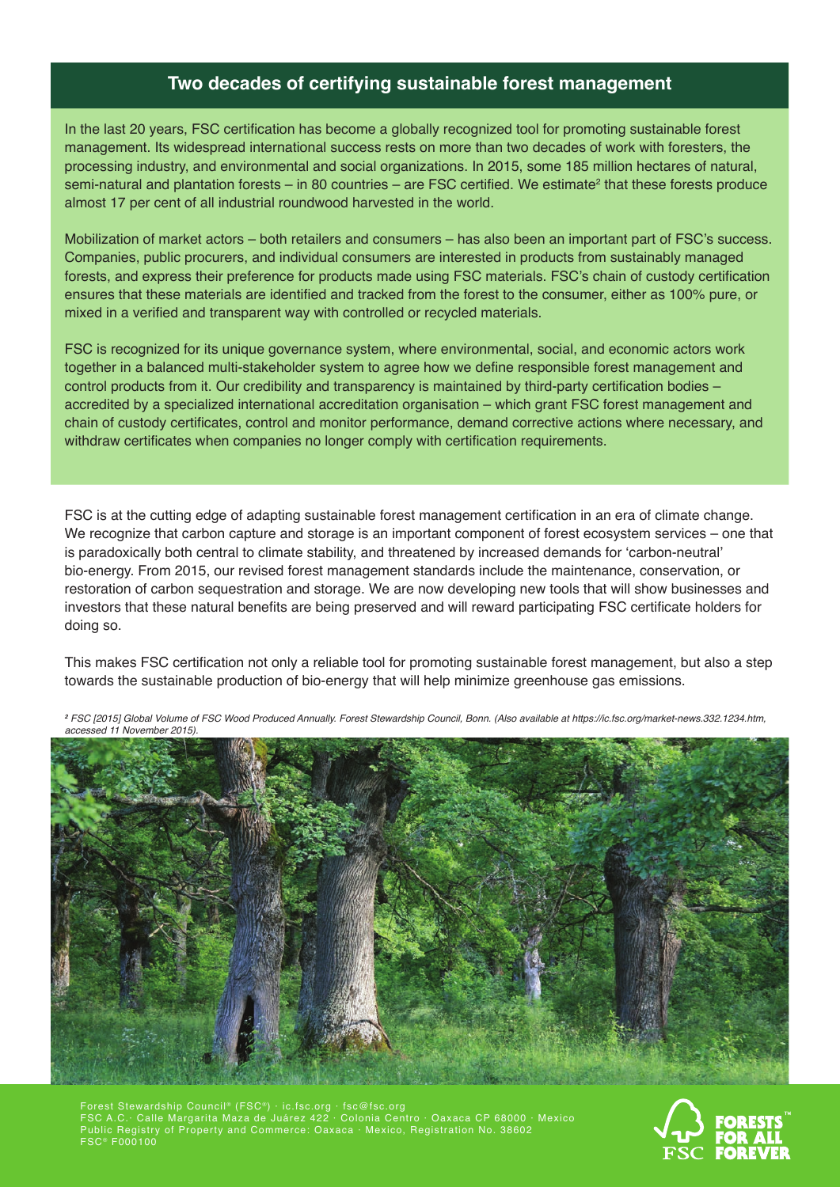## Two decades of certifying sustainable forest management

In the last 20 years, FSC certification has become a globally recognized tool for promoting sustainable forest management. Its widespread international success rests on more than two decades of work with foresters, the processing industry, and environmental and social organizations. In 2015, some 185 million hectares of natural, semi-natural and plantation forests – in 80 countries – are FSC certified. We estimate[2] that these forests produce almost 17 per cent of all industrial roundwood harvested in the world.

Mobilization of market actors – both retailers and consumers – has also been an important part of FSC's success. Companies, public procurers, and individual consumers are interested in products from sustainably managed forests, and express their preference for products made using FSC materials. FSC's chain of custody certification ensures that these materials are identified and tracked from the forest to the consumer, either as 100% pure, or mixed in a verified and transparent way with controlled or recycled materials.

FSC is recognized for its unique governance system, where environmental, social, and economic actors work together in a balanced multi-stakeholder system to agree how we define responsible forest management and control products from it. Our credibility and transparency is maintained by third-party certification bodies – accredited by a specialized international accreditation organisation – which grant FSC forest management and chain of custody certificates, control and monitor performance, demand corrective actions where necessary, and withdraw certificates when companies no longer comply with certification requirements.

FSC is at the cutting edge of adapting sustainable forest management certification in an era of climate change. We recognize that carbon capture and storage is an important component of forest ecosystem services – one that is paradoxically both central to climate stability, and threatened by increased demands for 'carbon-neutral' bio-energy. From 2015, our revised forest management standards include the maintenance, conservation, or restoration of carbon sequestration and storage. We are now developing new tools that will show businesses and investors that these natural benefits are being preserved and will reward participating FSC certificate holders for doing so.

This makes FSC certification not only a reliable tool for promoting sustainable forest management, but also a step towards the sustainable production of bio-energy that will help minimize greenhouse gas emissions.

*[2] FSC [2015] Global Volume of FSC Wood Produced Annually. Forest Stewardship Council, Bonn. (Also available at https://ic.fsc.org/market-news.332.1234.htm, accessed 11 November 2015).*

Forest Stewardship Council® (FSC®) · ic.fsc.org · fsc@fsc.org
FSC A.C.· Calle Margarita Maza de Juárez 422 · Colonia Centro · Oaxaca CP 68000 · Mexico
Public Registry of Property and Commerce: Oaxaca · Mexico, Registration No. 38602
FSC® F000100

FSC FORESTS FOR ALL FOREVER™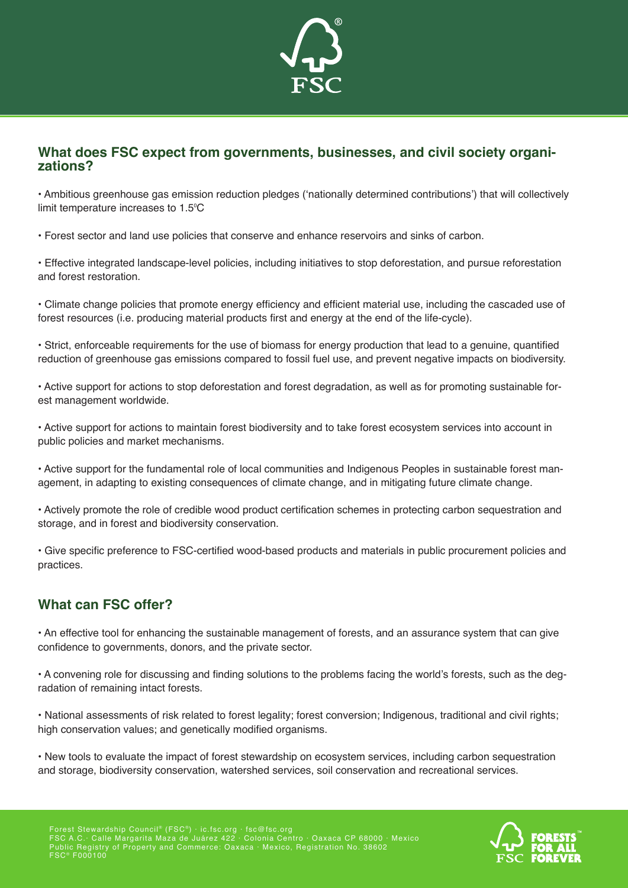## What does FSC expect from governments, businesses, and civil society organizations?

- Ambitious greenhouse gas emission reduction pledges ('nationally determined contributions') that will collectively limit temperature increases to 1.5ºC
- Forest sector and land use policies that conserve and enhance reservoirs and sinks of carbon.
- Effective integrated landscape-level policies, including initiatives to stop deforestation, and pursue reforestation and forest restoration.
- Climate change policies that promote energy efficiency and efficient material use, including the cascaded use of forest resources (i.e. producing material products first and energy at the end of the life-cycle).
- Strict, enforceable requirements for the use of biomass for energy production that lead to a genuine, quantified reduction of greenhouse gas emissions compared to fossil fuel use, and prevent negative impacts on biodiversity.
- Active support for actions to stop deforestation and forest degradation, as well as for promoting sustainable forest management worldwide.
- Active support for actions to maintain forest biodiversity and to take forest ecosystem services into account in public policies and market mechanisms.
- Active support for the fundamental role of local communities and Indigenous Peoples in sustainable forest management, in adapting to existing consequences of climate change, and in mitigating future climate change.
- Actively promote the role of credible wood product certification schemes in protecting carbon sequestration and storage, and in forest and biodiversity conservation.
- Give specific preference to FSC-certified wood-based products and materials in public procurement policies and practices.

## What can FSC offer?

- An effective tool for enhancing the sustainable management of forests, and an assurance system that can give confidence to governments, donors, and the private sector.
- A convening role for discussing and finding solutions to the problems facing the world's forests, such as the degradation of remaining intact forests.
- National assessments of risk related to forest legality; forest conversion; Indigenous, traditional and civil rights; high conservation values; and genetically modified organisms.
- New tools to evaluate the impact of forest stewardship on ecosystem services, including carbon sequestration and storage, biodiversity conservation, watershed services, soil conservation and recreational services.

Forest Stewardship Council® (FSC®) · ic.fsc.org · fsc@fsc.org
FSC A.C.· Calle Margarita Maza de Juárez 422 · Colonia Centro · Oaxaca CP 68000 · Mexico
Public Registry of Property and Commerce: Oaxaca · Mexico, Registration No. 38602
FSC® F000100

FORESTS FOR ALL FOREVER™